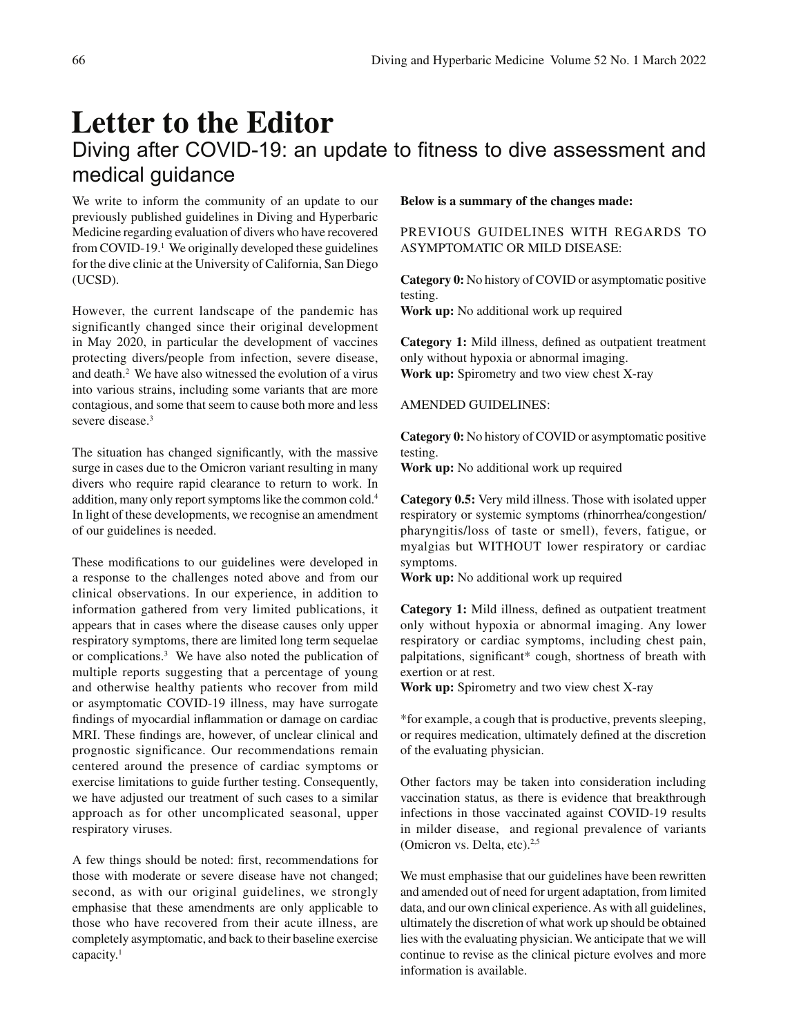# Letter to the Editor

## Diving after COVID-19: an update to fitness to dive assessment and medical guidance

We write to inform the community of an update to our previously published guidelines in Diving and Hyperbaric Medicine regarding evaluation of divers who have recovered from COVID-19.[1] We originally developed these guidelines for the dive clinic at the University of California, San Diego (UCSD).

However, the current landscape of the pandemic has significantly changed since their original development in May 2020, in particular the development of vaccines protecting divers/people from infection, severe disease, and death.[2] We have also witnessed the evolution of a virus into various strains, including some variants that are more contagious, and some that seem to cause both more and less severe disease.[3]

The situation has changed significantly, with the massive surge in cases due to the Omicron variant resulting in many divers who require rapid clearance to return to work. In addition, many only report symptoms like the common cold.[4] In light of these developments, we recognise an amendment of our guidelines is needed.

These modifications to our guidelines were developed in a response to the challenges noted above and from our clinical observations. In our experience, in addition to information gathered from very limited publications, it appears that in cases where the disease causes only upper respiratory symptoms, there are limited long term sequelae or complications.[3] We have also noted the publication of multiple reports suggesting that a percentage of young and otherwise healthy patients who recover from mild or asymptomatic COVID-19 illness, may have surrogate findings of myocardial inflammation or damage on cardiac MRI. These findings are, however, of unclear clinical and prognostic significance. Our recommendations remain centered around the presence of cardiac symptoms or exercise limitations to guide further testing. Consequently, we have adjusted our treatment of such cases to a similar approach as for other uncomplicated seasonal, upper respiratory viruses.

A few things should be noted: first, recommendations for those with moderate or severe disease have not changed; second, as with our original guidelines, we strongly emphasise that these amendments are only applicable to those who have recovered from their acute illness, are completely asymptomatic, and back to their baseline exercise capacity.[1]

**Below is a summary of the changes made:**

PREVIOUS GUIDELINES WITH REGARDS TO ASYMPTOMATIC OR MILD DISEASE:

**Category 0:** No history of COVID or asymptomatic positive testing.
**Work up:** No additional work up required

**Category 1:** Mild illness, defined as outpatient treatment only without hypoxia or abnormal imaging.
**Work up:** Spirometry and two view chest X-ray

AMENDED GUIDELINES:

**Category 0:** No history of COVID or asymptomatic positive testing.
**Work up:** No additional work up required

**Category 0.5:** Very mild illness. Those with isolated upper respiratory or systemic symptoms (rhinorrhea/congestion/pharyngitis/loss of taste or smell), fevers, fatigue, or myalgias but WITHOUT lower respiratory or cardiac symptoms.
**Work up:** No additional work up required

**Category 1:** Mild illness, defined as outpatient treatment only without hypoxia or abnormal imaging. Any lower respiratory or cardiac symptoms, including chest pain, palpitations, significant* cough, shortness of breath with exertion or at rest.
**Work up:** Spirometry and two view chest X-ray

*for example, a cough that is productive, prevents sleeping, or requires medication, ultimately defined at the discretion of the evaluating physician.

Other factors may be taken into consideration including vaccination status, as there is evidence that breakthrough infections in those vaccinated against COVID-19 results in milder disease, and regional prevalence of variants (Omicron vs. Delta, etc).[2,5]

We must emphasise that our guidelines have been rewritten and amended out of need for urgent adaptation, from limited data, and our own clinical experience. As with all guidelines, ultimately the discretion of what work up should be obtained lies with the evaluating physician. We anticipate that we will continue to revise as the clinical picture evolves and more information is available.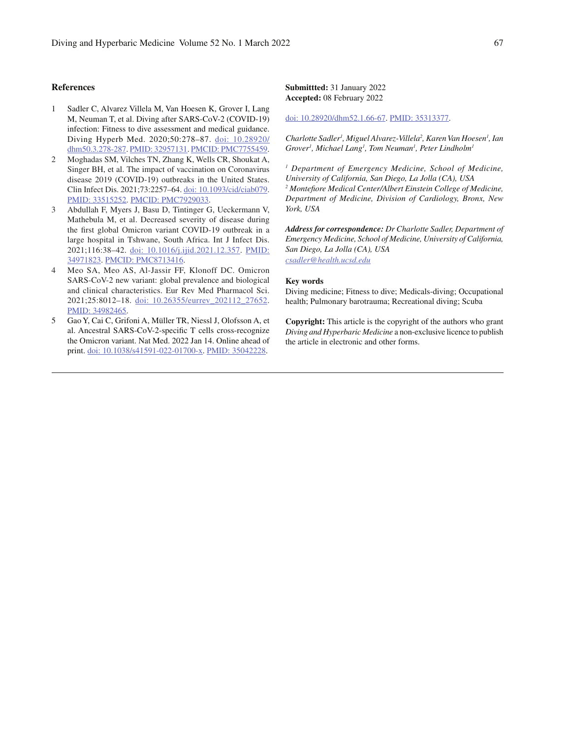## References

1. Sadler C, Alvarez Villela M, Van Hoesen K, Grover I, Lang M, Neuman T, et al. Diving after SARS-CoV-2 (COVID-19) infection: Fitness to dive assessment and medical guidance. Diving Hyperb Med. 2020;50:278–87. doi: 10.28920/dhm50.3.278-287. PMID: 32957131. PMCID: PMC7755459.
2. Moghadas SM, Vilches TN, Zhang K, Wells CR, Shoukat A, Singer BH, et al. The impact of vaccination on Coronavirus disease 2019 (COVID-19) outbreaks in the United States. Clin Infect Dis. 2021;73:2257–64. doi: 10.1093/cid/ciab079. PMID: 33515252. PMCID: PMC7929033.
3. Abdullah F, Myers J, Basu D, Tintinger G, Ueckermann V, Mathebula M, et al. Decreased severity of disease during the first global Omicron variant COVID-19 outbreak in a large hospital in Tshwane, South Africa. Int J Infect Dis. 2021;116:38–42. doi: 10.1016/j.ijid.2021.12.357. PMID: 34971823. PMCID: PMC8713416.
4. Meo SA, Meo AS, Al-Jassir FF, Klonoff DC. Omicron SARS-CoV-2 new variant: global prevalence and biological and clinical characteristics. Eur Rev Med Pharmacol Sci. 2021;25:8012–18. doi: 10.26355/eurrev_202112_27652. PMID: 34982465.
5. Gao Y, Cai C, Grifoni A, Müller TR, Niessl J, Olofsson A, et al. Ancestral SARS-CoV-2-specific T cells cross-recognize the Omicron variant. Nat Med. 2022 Jan 14. Online ahead of print. doi: 10.1038/s41591-022-01700-x. PMID: 35042228.

**Submittted:** 31 January 2022
**Accepted:** 08 February 2022

doi: 10.28920/dhm52.1.66-67. PMID: 35313377.

*Charlotte Sadler[1], Miguel Alvarez-Villela[2], Karen Van Hoesen[1], Ian Grover[1], Michael Lang[1], Tom Neuman[1], Peter Lindholm[1]*

*[1] Department of Emergency Medicine, School of Medicine, University of California, San Diego, La Jolla (CA), USA*
*[2] Montefiore Medical Center/Albert Einstein College of Medicine, Department of Medicine, Division of Cardiology, Bronx, New York, USA*

***Address for correspondence:*** *Dr Charlotte Sadler, Department of Emergency Medicine, School of Medicine, University of California, San Diego, La Jolla (CA), USA*
*csadler@health.ucsd.edu*

**Key words**
Diving medicine; Fitness to dive; Medicals-diving; Occupational health; Pulmonary barotrauma; Recreational diving; Scuba

**Copyright:** This article is the copyright of the authors who grant *Diving and Hyperbaric Medicine* a non-exclusive licence to publish the article in electronic and other forms.